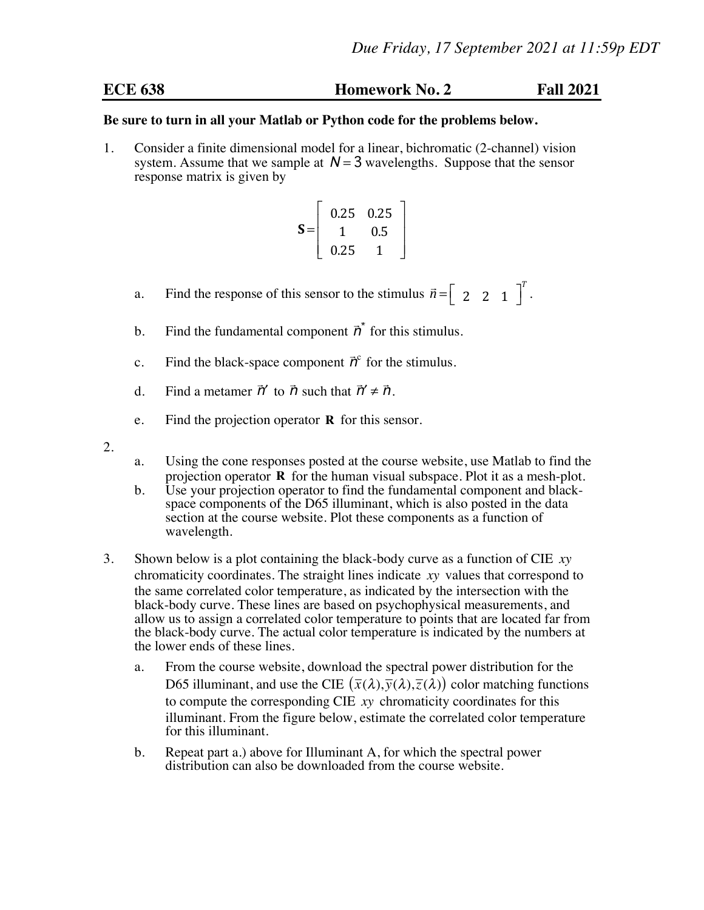*Due Friday, 17 September 2021 at 11:59p EDT*

**ECE 638** **Homework No. 2** **Fall 2021**

**Be sure to turn in all your Matlab or Python code for the problems below.**

1. Consider a finite dimensional model for a linear, bichromatic (2-channel) vision system. Assume that we sample at $N = 3$ wavelengths. Suppose that the sensor response matrix is given by

$$\mathbf{S} = \begin{bmatrix} 0.25 & 0.25 \\ 1 & 0.5 \\ 0.25 & 1 \end{bmatrix}$$

   a. Find the response of this sensor to the stimulus $\vec{n} = \begin{bmatrix} 2 & 2 & 1 \end{bmatrix}^T$.

   b. Find the fundamental component $\vec{n}^*$ for this stimulus.

   c. Find the black-space component $\vec{n}^c$ for the stimulus.

   d. Find a metamer $\vec{n}'$ to $\vec{n}$ such that $\vec{n}' \neq \vec{n}$.

   e. Find the projection operator $\mathbf{R}$ for this sensor.

2.
   a. Using the cone responses posted at the course website, use Matlab to find the projection operator $\mathbf{R}$ for the human visual subspace. Plot it as a mesh-plot.
   b. Use your projection operator to find the fundamental component and black-space components of the D65 illuminant, which is also posted in the data section at the course website. Plot these components as a function of wavelength.

3. Shown below is a plot containing the black-body curve as a function of CIE $xy$ chromaticity coordinates. The straight lines indicate $xy$ values that correspond to the same correlated color temperature, as indicated by the intersection with the black-body curve. These lines are based on psychophysical measurements, and allow us to assign a correlated color temperature to points that are located far from the black-body curve. The actual color temperature is indicated by the numbers at the lower ends of these lines.

   a. From the course website, download the spectral power distribution for the D65 illuminant, and use the CIE $(\bar{x}(\lambda), \bar{y}(\lambda), \bar{z}(\lambda))$ color matching functions to compute the corresponding CIE $xy$ chromaticity coordinates for this illuminant. From the figure below, estimate the correlated color temperature for this illuminant.

   b. Repeat part a.) above for Illuminant A, for which the spectral power distribution can also be downloaded from the course website.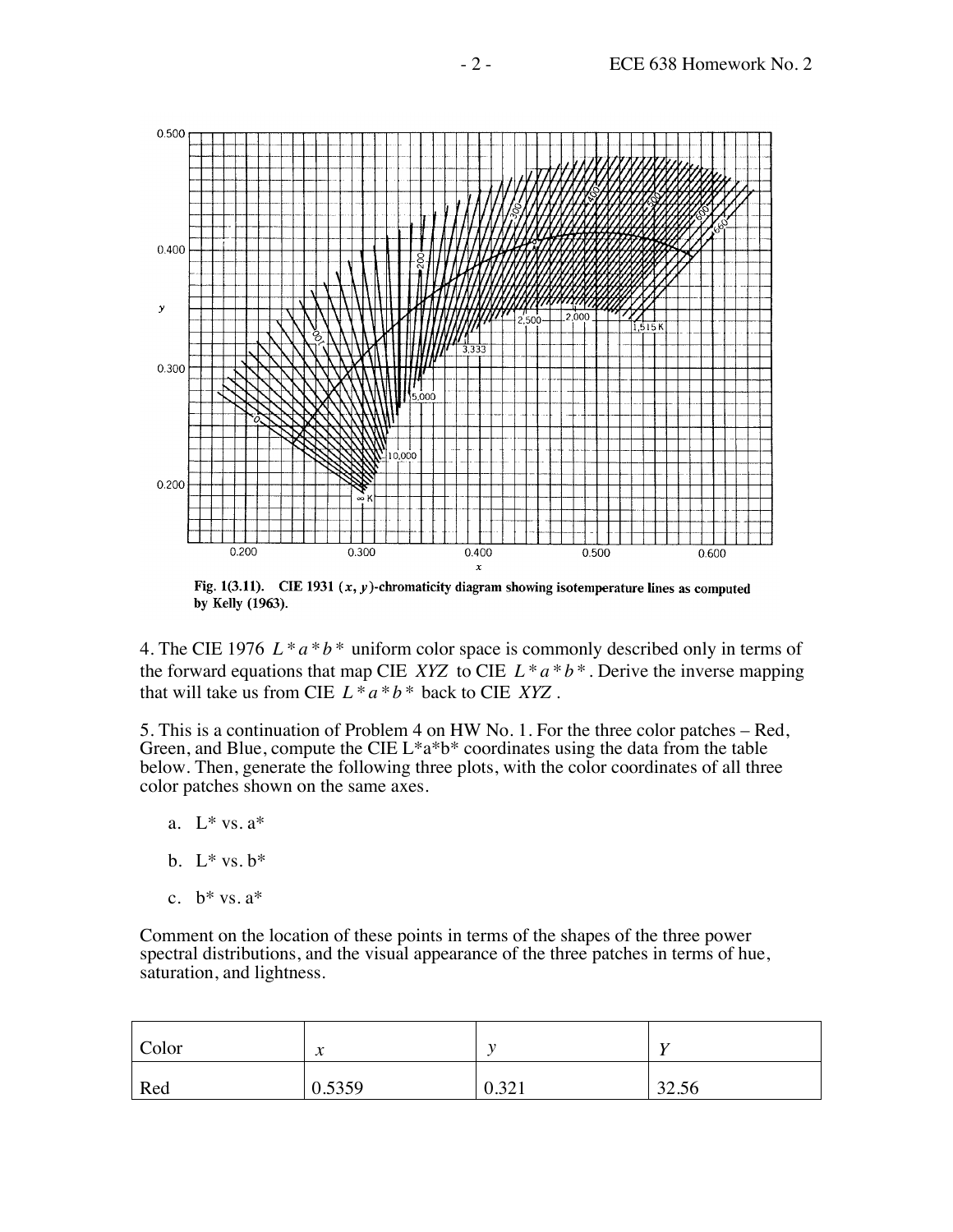Fig. 1(3.11). CIE 1931 $(x, y)$-chromaticity diagram showing isotemperature lines as computed by Kelly (1963).

4. The CIE 1976 $L^*a^*b^*$ uniform color space is commonly described only in terms of the forward equations that map CIE $XYZ$ to CIE $L^*a^*b^*$. Derive the inverse mapping that will take us from CIE $L^*a^*b^*$ back to CIE $XYZ$.

5. This is a continuation of Problem 4 on HW No. 1. For the three color patches – Red, Green, and Blue, compute the CIE L*a*b* coordinates using the data from the table below. Then, generate the following three plots, with the color coordinates of all three color patches shown on the same axes.

a. L* vs. a*

b. L* vs. b*

c. b* vs. a*

Comment on the location of these points in terms of the shapes of the three power spectral distributions, and the visual appearance of the three patches in terms of hue, saturation, and lightness.

| Color | $x$ | $y$ | $Y$ |
|---|---|---|---|
| Red | 0.5359 | 0.321 | 32.56 |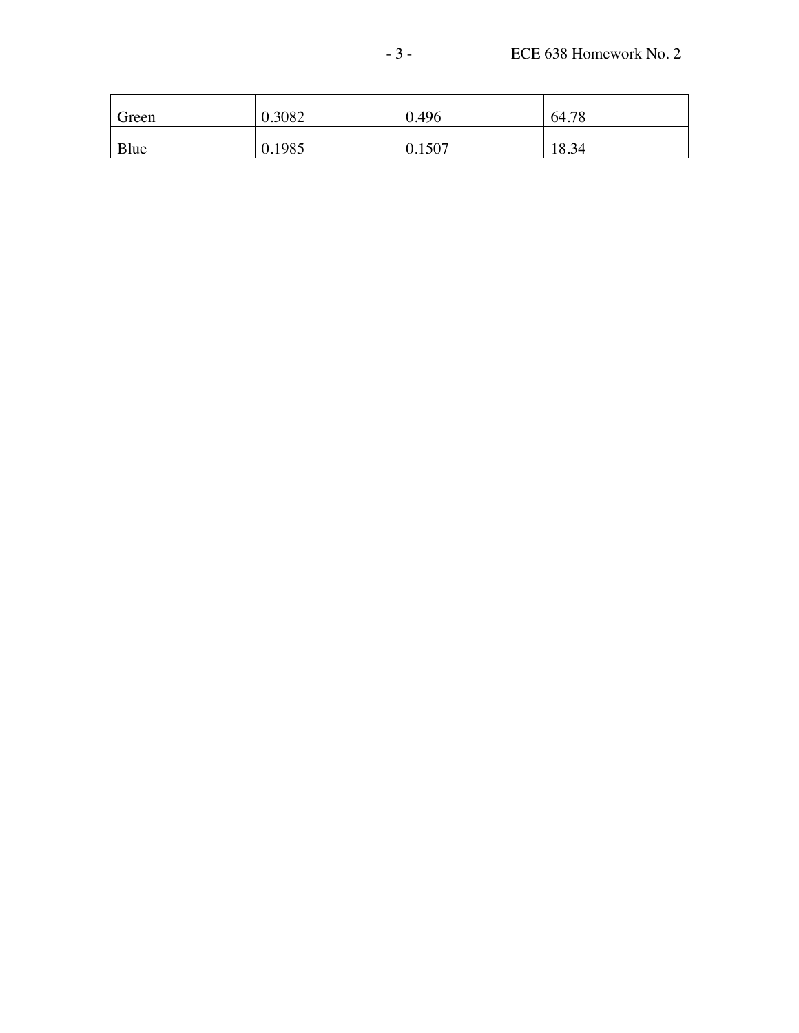| | | | |
|---|---|---|---|
| Green | 0.3082 | 0.496 | 64.78 |
| Blue | 0.1985 | 0.1507 | 18.34 |